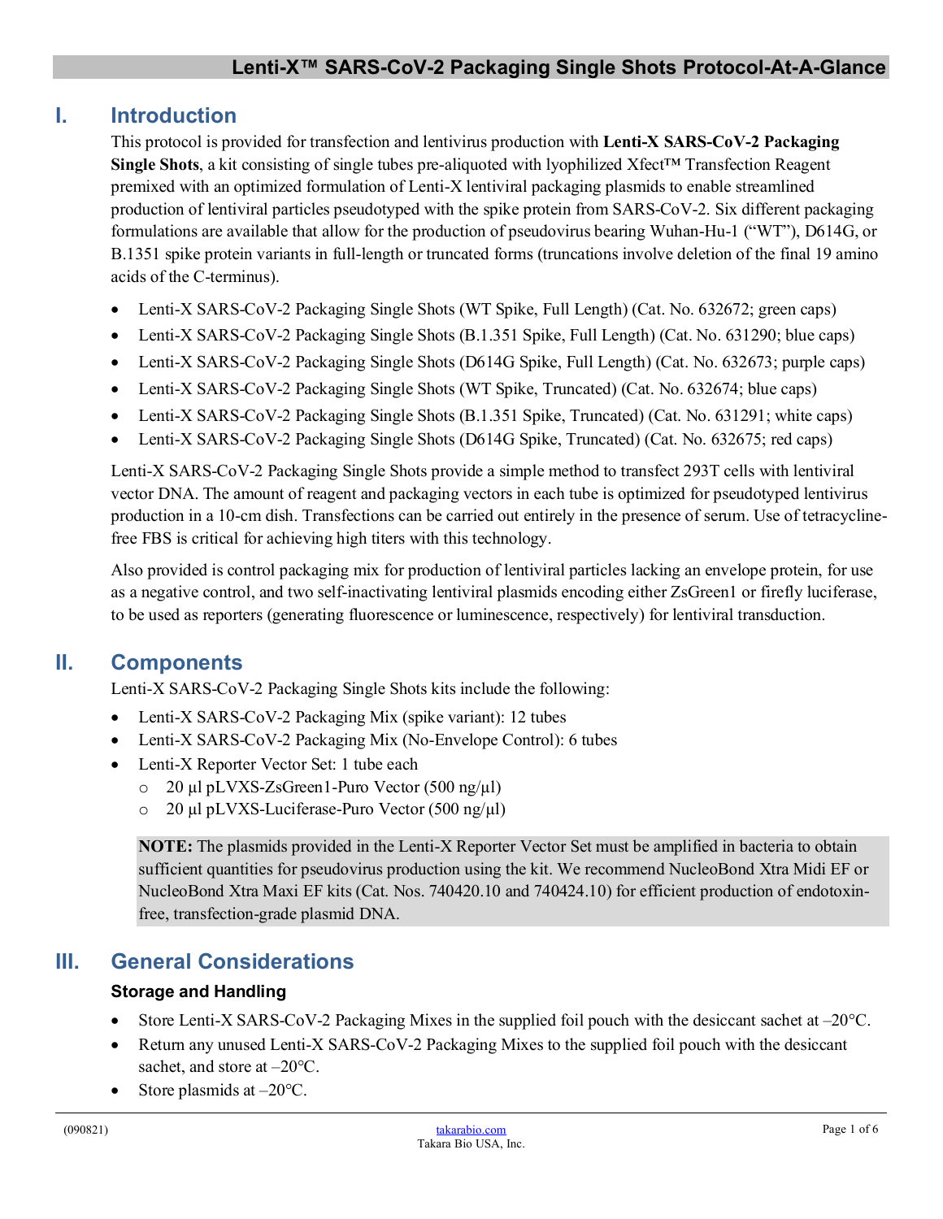# Lenti-X™ SARS-CoV-2 Packaging Single Shots Protocol-At-A-Glance

## I. Introduction

This protocol is provided for transfection and lentivirus production with **Lenti-X SARS-CoV-2 Packaging Single Shots**, a kit consisting of single tubes pre-aliquoted with lyophilized Xfect™ Transfection Reagent premixed with an optimized formulation of Lenti-X lentiviral packaging plasmids to enable streamlined production of lentiviral particles pseudotyped with the spike protein from SARS-CoV-2. Six different packaging formulations are available that allow for the production of pseudovirus bearing Wuhan-Hu-1 ("WT"), D614G, or B.1351 spike protein variants in full-length or truncated forms (truncations involve deletion of the final 19 amino acids of the C-terminus).

- Lenti-X SARS-CoV-2 Packaging Single Shots (WT Spike, Full Length) (Cat. No. 632672; green caps)
- Lenti-X SARS-CoV-2 Packaging Single Shots (B.1.351 Spike, Full Length) (Cat. No. 631290; blue caps)
- Lenti-X SARS-CoV-2 Packaging Single Shots (D614G Spike, Full Length) (Cat. No. 632673; purple caps)
- Lenti-X SARS-CoV-2 Packaging Single Shots (WT Spike, Truncated) (Cat. No. 632674; blue caps)
- Lenti-X SARS-CoV-2 Packaging Single Shots (B.1.351 Spike, Truncated) (Cat. No. 631291; white caps)
- Lenti-X SARS-CoV-2 Packaging Single Shots (D614G Spike, Truncated) (Cat. No. 632675; red caps)

Lenti-X SARS-CoV-2 Packaging Single Shots provide a simple method to transfect 293T cells with lentiviral vector DNA. The amount of reagent and packaging vectors in each tube is optimized for pseudotyped lentivirus production in a 10-cm dish. Transfections can be carried out entirely in the presence of serum. Use of tetracycline-free FBS is critical for achieving high titers with this technology.

Also provided is control packaging mix for production of lentiviral particles lacking an envelope protein, for use as a negative control, and two self-inactivating lentiviral plasmids encoding either ZsGreen1 or firefly luciferase, to be used as reporters (generating fluorescence or luminescence, respectively) for lentiviral transduction.

## II. Components

Lenti-X SARS-CoV-2 Packaging Single Shots kits include the following:

- Lenti-X SARS-CoV-2 Packaging Mix (spike variant): 12 tubes
- Lenti-X SARS-CoV-2 Packaging Mix (No-Envelope Control): 6 tubes
- Lenti-X Reporter Vector Set: 1 tube each
  - 20 µl pLVXS-ZsGreen1-Puro Vector (500 ng/µl)
  - 20 µl pLVXS-Luciferase-Puro Vector (500 ng/µl)

> **NOTE:** The plasmids provided in the Lenti-X Reporter Vector Set must be amplified in bacteria to obtain sufficient quantities for pseudovirus production using the kit. We recommend NucleoBond Xtra Midi EF or NucleoBond Xtra Maxi EF kits (Cat. Nos. 740420.10 and 740424.10) for efficient production of endotoxin-free, transfection-grade plasmid DNA.

## III. General Considerations

### Storage and Handling

- Store Lenti-X SARS-CoV-2 Packaging Mixes in the supplied foil pouch with the desiccant sachet at –20°C.
- Return any unused Lenti-X SARS-CoV-2 Packaging Mixes to the supplied foil pouch with the desiccant sachet, and store at –20°C.
- Store plasmids at –20°C.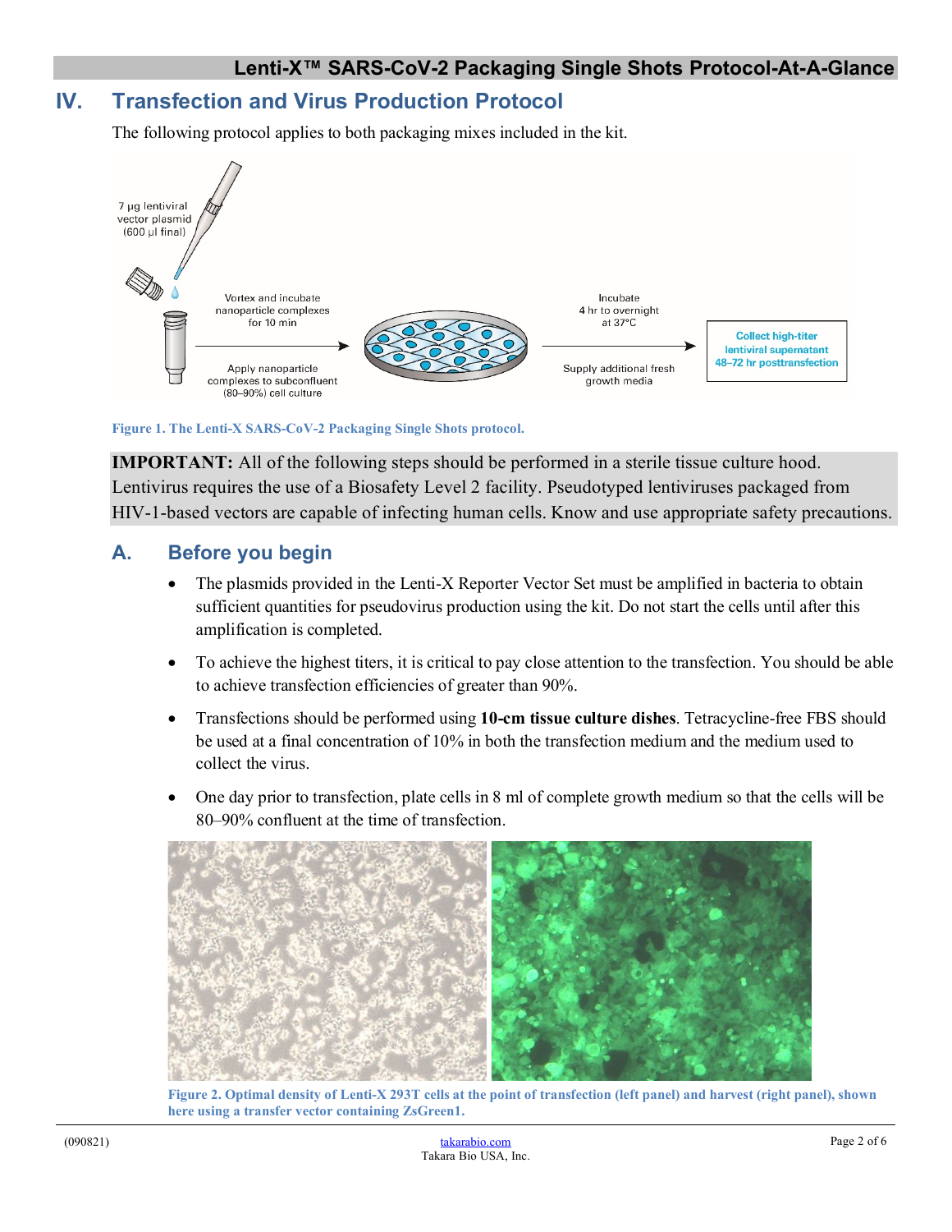# IV. Transfection and Virus Production Protocol

The following protocol applies to both packaging mixes included in the kit.

Figure 1. The Lenti-X SARS-CoV-2 Packaging Single Shots protocol.

**IMPORTANT:** All of the following steps should be performed in a sterile tissue culture hood. Lentivirus requires the use of a Biosafety Level 2 facility. Pseudotyped lentiviruses packaged from HIV-1-based vectors are capable of infecting human cells. Know and use appropriate safety precautions.

## A. Before you begin

- The plasmids provided in the Lenti-X Reporter Vector Set must be amplified in bacteria to obtain sufficient quantities for pseudovirus production using the kit. Do not start the cells until after this amplification is completed.
- To achieve the highest titers, it is critical to pay close attention to the transfection. You should be able to achieve transfection efficiencies of greater than 90%.
- Transfections should be performed using **10-cm tissue culture dishes**. Tetracycline-free FBS should be used at a final concentration of 10% in both the transfection medium and the medium used to collect the virus.
- One day prior to transfection, plate cells in 8 ml of complete growth medium so that the cells will be 80–90% confluent at the time of transfection.

Figure 2. Optimal density of Lenti-X 293T cells at the point of transfection (left panel) and harvest (right panel), shown here using a transfer vector containing ZsGreen1.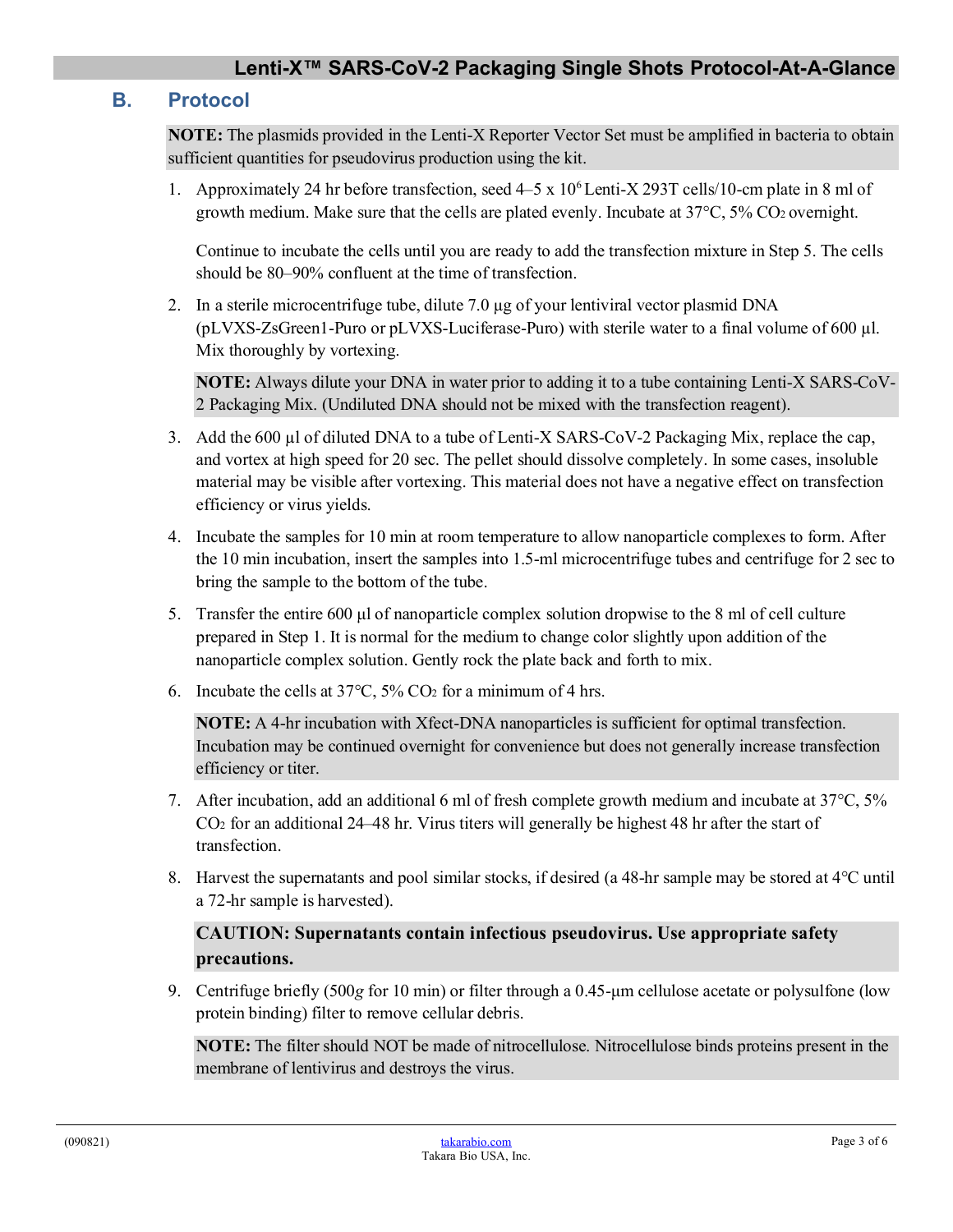## B. Protocol

**NOTE:** The plasmids provided in the Lenti-X Reporter Vector Set must be amplified in bacteria to obtain sufficient quantities for pseudovirus production using the kit.

1. Approximately 24 hr before transfection, seed 4–5 x $10^6$ Lenti-X 293T cells/10-cm plate in 8 ml of growth medium. Make sure that the cells are plated evenly. Incubate at 37°C, 5% $CO_2$ overnight.

   Continue to incubate the cells until you are ready to add the transfection mixture in Step 5. The cells should be 80–90% confluent at the time of transfection.

2. In a sterile microcentrifuge tube, dilute 7.0 µg of your lentiviral vector plasmid DNA (pLVXS-ZsGreen1-Puro or pLVXS-Luciferase-Puro) with sterile water to a final volume of 600 µl. Mix thoroughly by vortexing.

   **NOTE:** Always dilute your DNA in water prior to adding it to a tube containing Lenti-X SARS-CoV-2 Packaging Mix. (Undiluted DNA should not be mixed with the transfection reagent).

3. Add the 600 µl of diluted DNA to a tube of Lenti-X SARS-CoV-2 Packaging Mix, replace the cap, and vortex at high speed for 20 sec. The pellet should dissolve completely. In some cases, insoluble material may be visible after vortexing. This material does not have a negative effect on transfection efficiency or virus yields.

4. Incubate the samples for 10 min at room temperature to allow nanoparticle complexes to form. After the 10 min incubation, insert the samples into 1.5-ml microcentrifuge tubes and centrifuge for 2 sec to bring the sample to the bottom of the tube.

5. Transfer the entire 600 µl of nanoparticle complex solution dropwise to the 8 ml of cell culture prepared in Step 1. It is normal for the medium to change color slightly upon addition of the nanoparticle complex solution. Gently rock the plate back and forth to mix.

6. Incubate the cells at 37°C, 5% $CO_2$ for a minimum of 4 hrs.

   **NOTE:** A 4-hr incubation with Xfect-DNA nanoparticles is sufficient for optimal transfection. Incubation may be continued overnight for convenience but does not generally increase transfection efficiency or titer.

7. After incubation, add an additional 6 ml of fresh complete growth medium and incubate at 37°C, 5% $CO_2$ for an additional 24–48 hr. Virus titers will generally be highest 48 hr after the start of transfection.

8. Harvest the supernatants and pool similar stocks, if desired (a 48-hr sample may be stored at 4°C until a 72-hr sample is harvested).

   **CAUTION: Supernatants contain infectious pseudovirus. Use appropriate safety precautions.**

9. Centrifuge briefly (500*g* for 10 min) or filter through a 0.45-µm cellulose acetate or polysulfone (low protein binding) filter to remove cellular debris.

   **NOTE:** The filter should NOT be made of nitrocellulose. Nitrocellulose binds proteins present in the membrane of lentivirus and destroys the virus.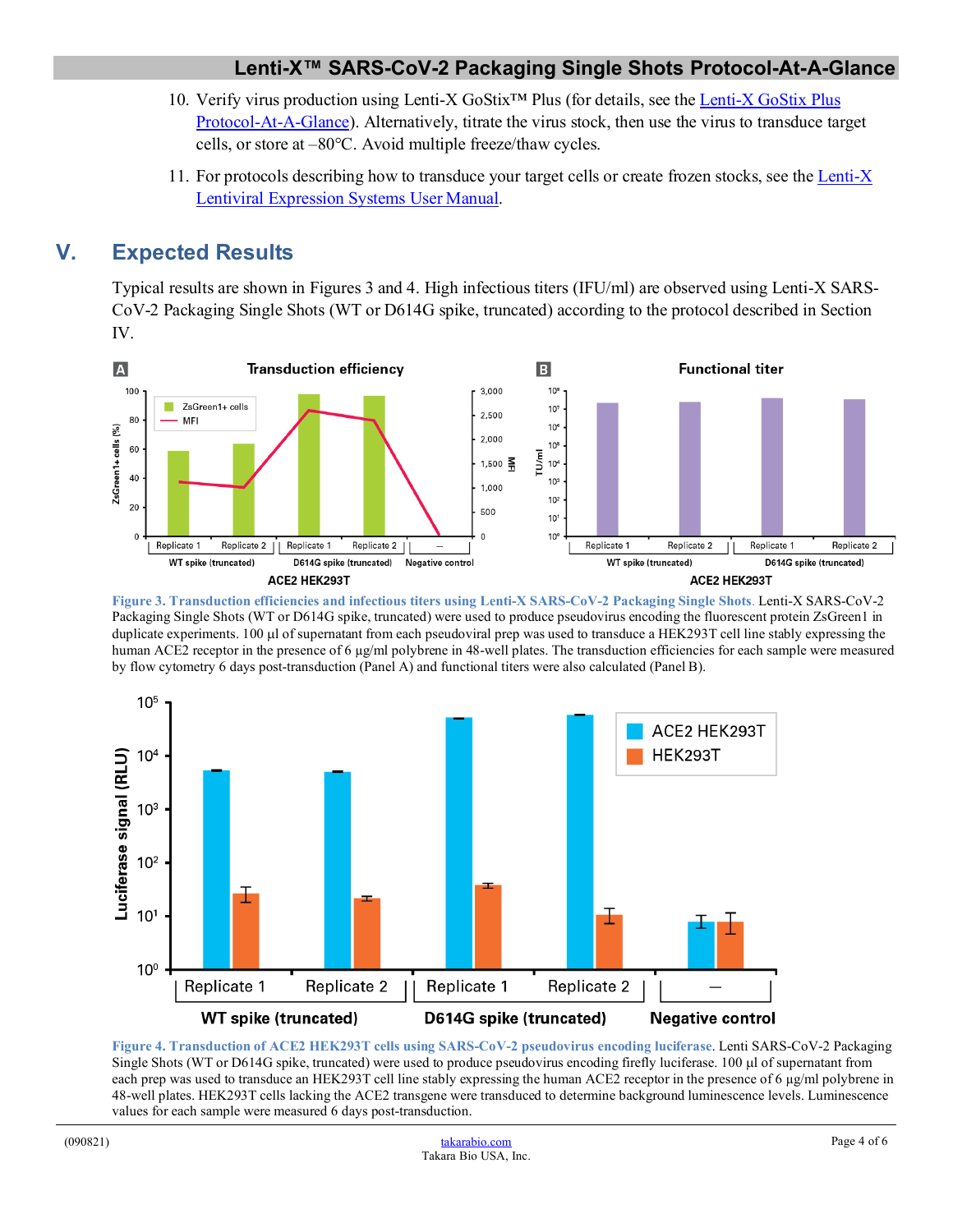10. Verify virus production using Lenti-X GoStix™ Plus (for details, see the [Lenti-X GoStix Plus Protocol-At-A-Glance](#)). Alternatively, titrate the virus stock, then use the virus to transduce target cells, or store at –80°C. Avoid multiple freeze/thaw cycles.

11. For protocols describing how to transduce your target cells or create frozen stocks, see the [Lenti-X Lentiviral Expression Systems User Manual](#).

## V. Expected Results

Typical results are shown in Figures 3 and 4. High infectious titers (IFU/ml) are observed using Lenti-X SARS-CoV-2 Packaging Single Shots (WT or D614G spike, truncated) according to the protocol described in Section IV.

**Figure 3. Transduction efficiencies and infectious titers using Lenti-X SARS-CoV-2 Packaging Single Shots.** Lenti-X SARS-CoV-2 Packaging Single Shots (WT or D614G spike, truncated) were used to produce pseudovirus encoding the fluorescent protein ZsGreen1 in duplicate experiments. 100 µl of supernatant from each pseudoviral prep was used to transduce a HEK293T cell line stably expressing the human ACE2 receptor in the presence of 6 µg/ml polybrene in 48-well plates. The transduction efficiencies for each sample were measured by flow cytometry 6 days post-transduction (Panel A) and functional titers were also calculated (Panel B).

**Figure 4. Transduction of ACE2 HEK293T cells using SARS-CoV-2 pseudovirus encoding luciferase.** Lenti SARS-CoV-2 Packaging Single Shots (WT or D614G spike, truncated) were used to produce pseudovirus encoding firefly luciferase. 100 µl of supernatant from each prep was used to transduce an HEK293T cell line stably expressing the human ACE2 receptor in the presence of 6 µg/ml polybrene in 48-well plates. HEK293T cells lacking the ACE2 transgene were transduced to determine background luminescence levels. Luminescence values for each sample were measured 6 days post-transduction.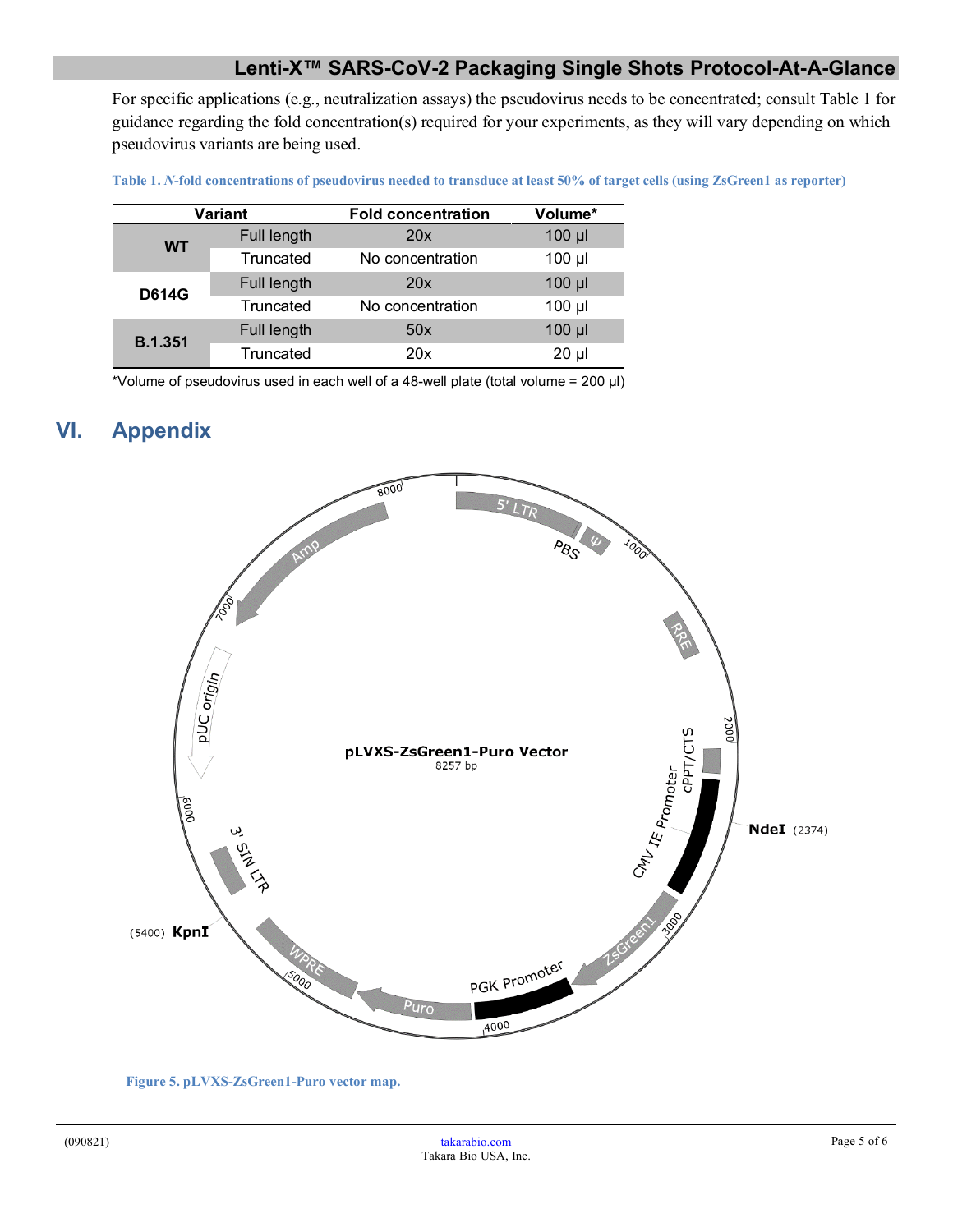## Lenti-X™ SARS-CoV-2 Packaging Single Shots Protocol-At-A-Glance

For specific applications (e.g., neutralization assays) the pseudovirus needs to be concentrated; consult Table 1 for guidance regarding the fold concentration(s) required for your experiments, as they will vary depending on which pseudovirus variants are being used.

**Table 1. *N*-fold concentrations of pseudovirus needed to transduce at least 50% of target cells (using ZsGreen1 as reporter)**

| Variant | | Fold concentration | Volume* |
|---|---|---|---|
| WT | Full length | 20x | 100 µl |
| | Truncated | No concentration | 100 µl |
| D614G | Full length | 20x | 100 µl |
| | Truncated | No concentration | 100 µl |
| B.1.351 | Full length | 50x | 100 µl |
| | Truncated | 20x | 20 µl |

*Volume of pseudovirus used in each well of a 48-well plate (total volume = 200 µl)

# VI. Appendix

pLVXS-ZsGreen1-Puro Vector
8257 bp

5' LTR, PBS, Ψ, RRE, cPPT/CTS, CMV IE Promoter, NdeI (2374), ZsGreen1, PGK Promoter, Puro, WPRE, KpnI (5400), 3' SIN LTR, pUC origin, Amp

1000, 2000, 3000, 4000, 5000, 6000, 7000, 8000

**Figure 5. pLVXS-ZsGreen1-Puro vector map.**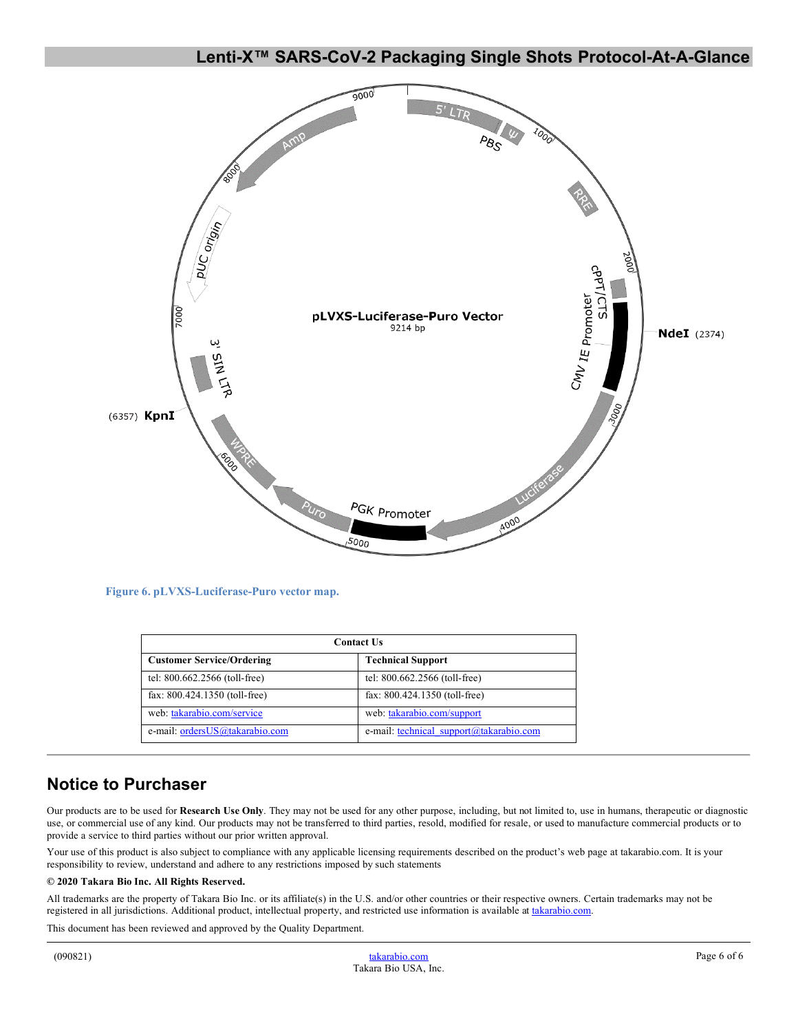pLVXS-Luciferase-Puro Vector
9214 bp

5' LTR
Ψ
PBS
RRE
cPPT/CTS
CMV IE Promoter
NdeI (2374)
Luciferase
PGK Promoter
Puro
WPRE
(6357) KpnI
3' SIN LTR
pUC origin
Amp
1000
2000
3000
4000
5000
6000
7000
8000
9000

Figure 6. pLVXS-Luciferase-Puro vector map.

| Contact Us | |
|---|---|
| **Customer Service/Ordering** | **Technical Support** |
| tel: 800.662.2566 (toll-free) | tel: 800.662.2566 (toll-free) |
| fax: 800.424.1350 (toll-free) | fax: 800.424.1350 (toll-free) |
| web: takarabio.com/service | web: takarabio.com/support |
| e-mail: ordersUS@takarabio.com | e-mail: technical_support@takarabio.com |

## Notice to Purchaser

Our products are to be used for **Research Use Only**. They may not be used for any other purpose, including, but not limited to, use in humans, therapeutic or diagnostic use, or commercial use of any kind. Our products may not be transferred to third parties, resold, modified for resale, or used to manufacture commercial products or to provide a service to third parties without our prior written approval.

Your use of this product is also subject to compliance with any applicable licensing requirements described on the product's web page at takarabio.com. It is your responsibility to review, understand and adhere to any restrictions imposed by such statements

**© 2020 Takara Bio Inc. All Rights Reserved.**

All trademarks are the property of Takara Bio Inc. or its affiliate(s) in the U.S. and/or other countries or their respective owners. Certain trademarks may not be registered in all jurisdictions. Additional product, intellectual property, and restricted use information is available at takarabio.com.

This document has been reviewed and approved by the Quality Department.

(090821)